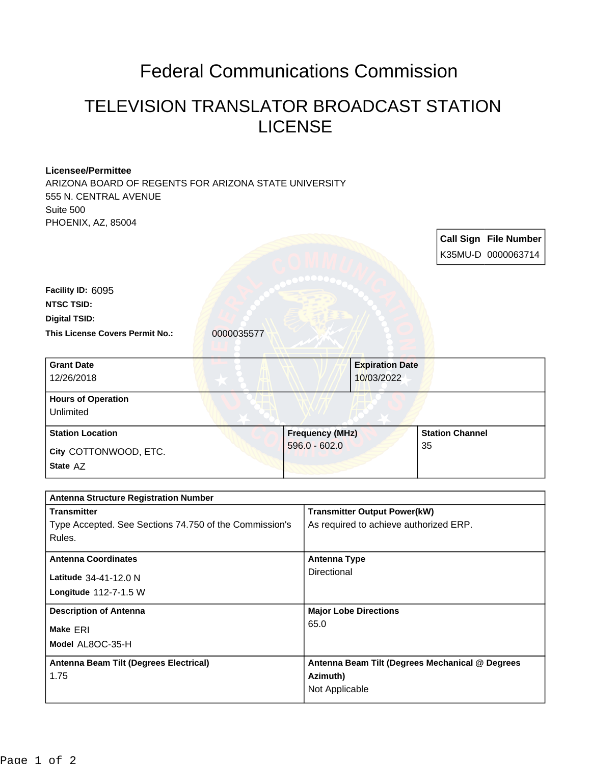# Federal Communications Commission

## TELEVISION TRANSLATOR BROADCAST STATION LICENSE

**Licensee/Permittee**
ARIZONA BOARD OF REGENTS FOR ARIZONA STATE UNIVERSITY
555 N. CENTRAL AVENUE
Suite 500
PHOENIX, AZ, 85004

| Call Sign | File Number |
|---|---|
| K35MU-D | 0000063714 |

**Facility ID:** 6095

**NTSC TSID:**

**Digital TSID:**

**This License Covers Permit No.:** 0000035577

| Grant Date | Expiration Date |
|---|---|
| 12/26/2018 | 10/03/2022 |

| Hours of Operation |
|---|
| Unlimited |

| Station Location | Frequency (MHz) | Station Channel |
|---|---|---|
| City COTTONWOOD, ETC.<br>State AZ | 596.0 - 602.0 | 35 |

| Antenna Structure Registration Number | |
|---|---|
| **Transmitter**<br>Type Accepted. See Sections 74.750 of the Commission's Rules. | **Transmitter Output Power(kW)**<br>As required to achieve authorized ERP. |
| **Antenna Coordinates**<br>Latitude 34-41-12.0 N<br>Longitude 112-7-1.5 W | **Antenna Type**<br>Directional |
| **Description of Antenna**<br>Make ERI<br>Model AL8OC-35-H | **Major Lobe Directions**<br>65.0 |
| **Antenna Beam Tilt (Degrees Electrical)**<br>1.75 | **Antenna Beam Tilt (Degrees Mechanical @ Degrees Azimuth)**<br>Not Applicable |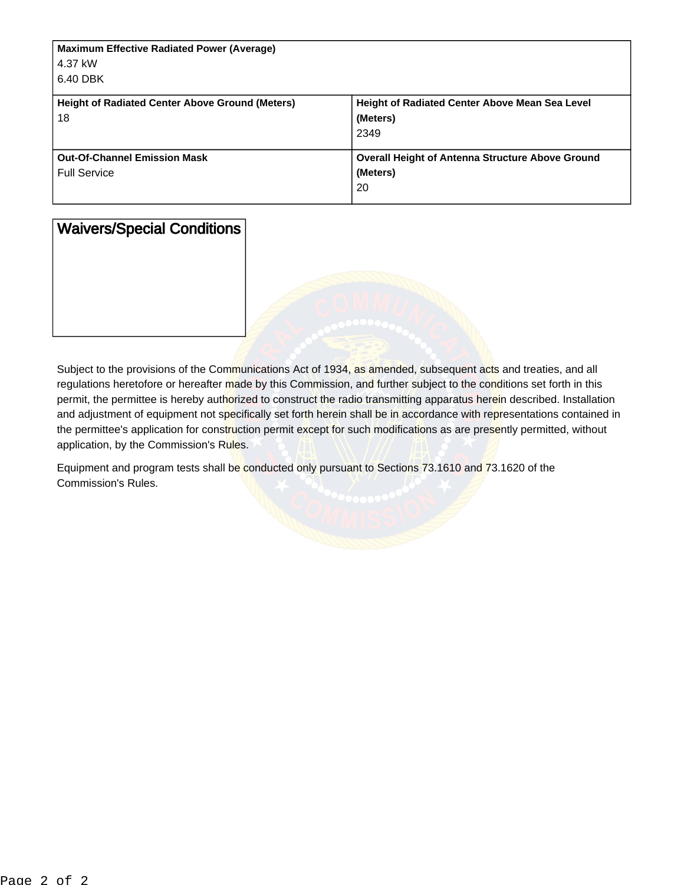| | |
|---|---|
| **Maximum Effective Radiated Power (Average)**<br>4.37 kW<br>6.40 DBK | |
| **Height of Radiated Center Above Ground (Meters)**<br>18 | **Height of Radiated Center Above Mean Sea Level (Meters)**<br>2349 |
| **Out-Of-Channel Emission Mask**<br>Full Service | **Overall Height of Antenna Structure Above Ground (Meters)**<br>20 |

## Waivers/Special Conditions

Subject to the provisions of the Communications Act of 1934, as amended, subsequent acts and treaties, and all regulations heretofore or hereafter made by this Commission, and further subject to the conditions set forth in this permit, the permittee is hereby authorized to construct the radio transmitting apparatus herein described. Installation and adjustment of equipment not specifically set forth herein shall be in accordance with representations contained in the permittee's application for construction permit except for such modifications as are presently permitted, without application, by the Commission's Rules.

Equipment and program tests shall be conducted only pursuant to Sections 73.1610 and 73.1620 of the Commission's Rules.